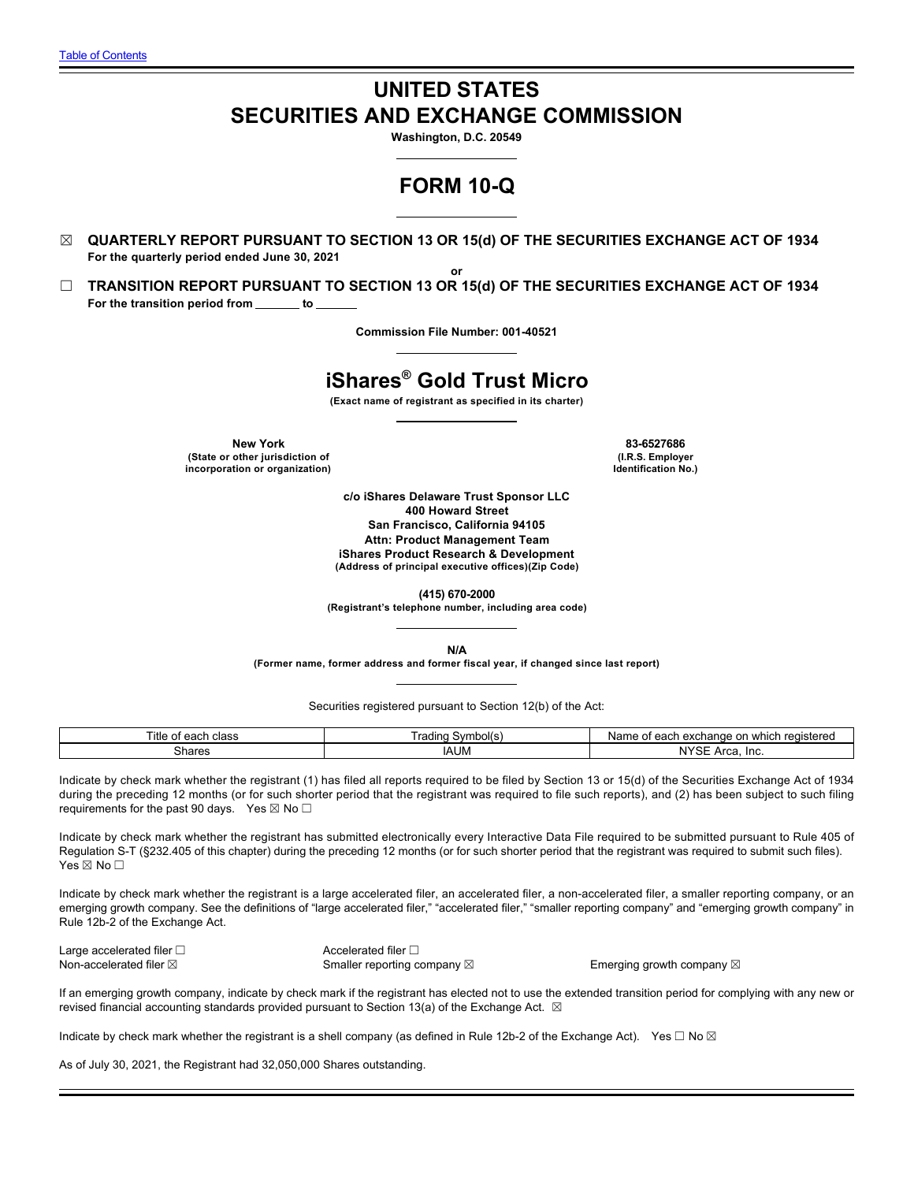Table of Contents

# UNITED STATES
# SECURITIES AND EXCHANGE COMMISSION

**Washington, D.C. 20549**

# FORM 10-Q

☒ **QUARTERLY REPORT PURSUANT TO SECTION 13 OR 15(d) OF THE SECURITIES EXCHANGE ACT OF 1934**
**For the quarterly period ended June 30, 2021**

**or**

☐ **TRANSITION REPORT PURSUANT TO SECTION 13 OR 15(d) OF THE SECURITIES EXCHANGE ACT OF 1934**
**For the transition period from \_\_\_\_\_\_\_ to \_\_\_\_\_\_**

**Commission File Number: 001-40521**

# iShares® Gold Trust Micro

**(Exact name of registrant as specified in its charter)**

| | |
|---|---|
| **New York** | **83-6527686** |
| **(State or other jurisdiction of incorporation or organization)** | **(I.R.S. Employer Identification No.)** |

**c/o iShares Delaware Trust Sponsor LLC**
**400 Howard Street**
**San Francisco, California 94105**
**Attn: Product Management Team**
**iShares Product Research & Development**
**(Address of principal executive offices)(Zip Code)**

**(415) 670-2000**
**(Registrant's telephone number, including area code)**

**N/A**
**(Former name, former address and former fiscal year, if changed since last report)**

Securities registered pursuant to Section 12(b) of the Act:

| Title of each class | Trading Symbol(s) | Name of each exchange on which registered |
|---|---|---|
| Shares | IAUM | NYSE Arca, Inc. |

Indicate by check mark whether the registrant (1) has filed all reports required to be filed by Section 13 or 15(d) of the Securities Exchange Act of 1934 during the preceding 12 months (or for such shorter period that the registrant was required to file such reports), and (2) has been subject to such filing requirements for the past 90 days. Yes ☒ No ☐

Indicate by check mark whether the registrant has submitted electronically every Interactive Data File required to be submitted pursuant to Rule 405 of Regulation S-T (§232.405 of this chapter) during the preceding 12 months (or for such shorter period that the registrant was required to submit such files). Yes ☒ No ☐

Indicate by check mark whether the registrant is a large accelerated filer, an accelerated filer, a non-accelerated filer, a smaller reporting company, or an emerging growth company. See the definitions of "large accelerated filer," "accelerated filer," "smaller reporting company" and "emerging growth company" in Rule 12b-2 of the Exchange Act.

| | | |
|---|---|---|
| Large accelerated filer ☐ | Accelerated filer ☐ | |
| Non-accelerated filer ☒ | Smaller reporting company ☒ | Emerging growth company ☒ |

If an emerging growth company, indicate by check mark if the registrant has elected not to use the extended transition period for complying with any new or revised financial accounting standards provided pursuant to Section 13(a) of the Exchange Act. ☒

Indicate by check mark whether the registrant is a shell company (as defined in Rule 12b-2 of the Exchange Act). Yes ☐ No ☒

As of July 30, 2021, the Registrant had 32,050,000 Shares outstanding.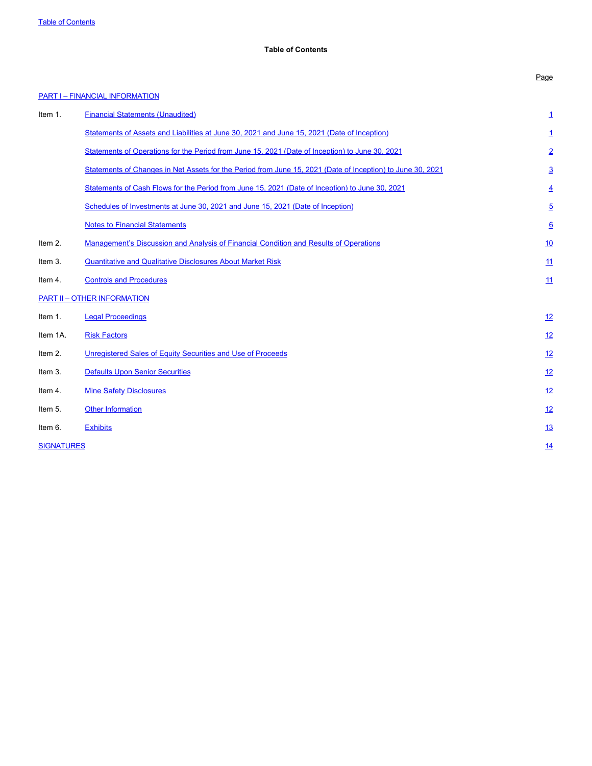[Table of Contents](#)

**Table of Contents**

| | | Page |
|---|---|---|
| PART I – FINANCIAL INFORMATION | | |
| Item 1. | Financial Statements (Unaudited) | 1 |
| | Statements of Assets and Liabilities at June 30, 2021 and June 15, 2021 (Date of Inception) | 1 |
| | Statements of Operations for the Period from June 15, 2021 (Date of Inception) to June 30, 2021 | 2 |
| | Statements of Changes in Net Assets for the Period from June 15, 2021 (Date of Inception) to June 30, 2021 | 3 |
| | Statements of Cash Flows for the Period from June 15, 2021 (Date of Inception) to June 30, 2021 | 4 |
| | Schedules of Investments at June 30, 2021 and June 15, 2021 (Date of Inception) | 5 |
| | Notes to Financial Statements | 6 |
| Item 2. | Management's Discussion and Analysis of Financial Condition and Results of Operations | 10 |
| Item 3. | Quantitative and Qualitative Disclosures About Market Risk | 11 |
| Item 4. | Controls and Procedures | 11 |
| PART II – OTHER INFORMATION | | |
| Item 1. | Legal Proceedings | 12 |
| Item 1A. | Risk Factors | 12 |
| Item 2. | Unregistered Sales of Equity Securities and Use of Proceeds | 12 |
| Item 3. | Defaults Upon Senior Securities | 12 |
| Item 4. | Mine Safety Disclosures | 12 |
| Item 5. | Other Information | 12 |
| Item 6. | Exhibits | 13 |
| SIGNATURES | | 14 |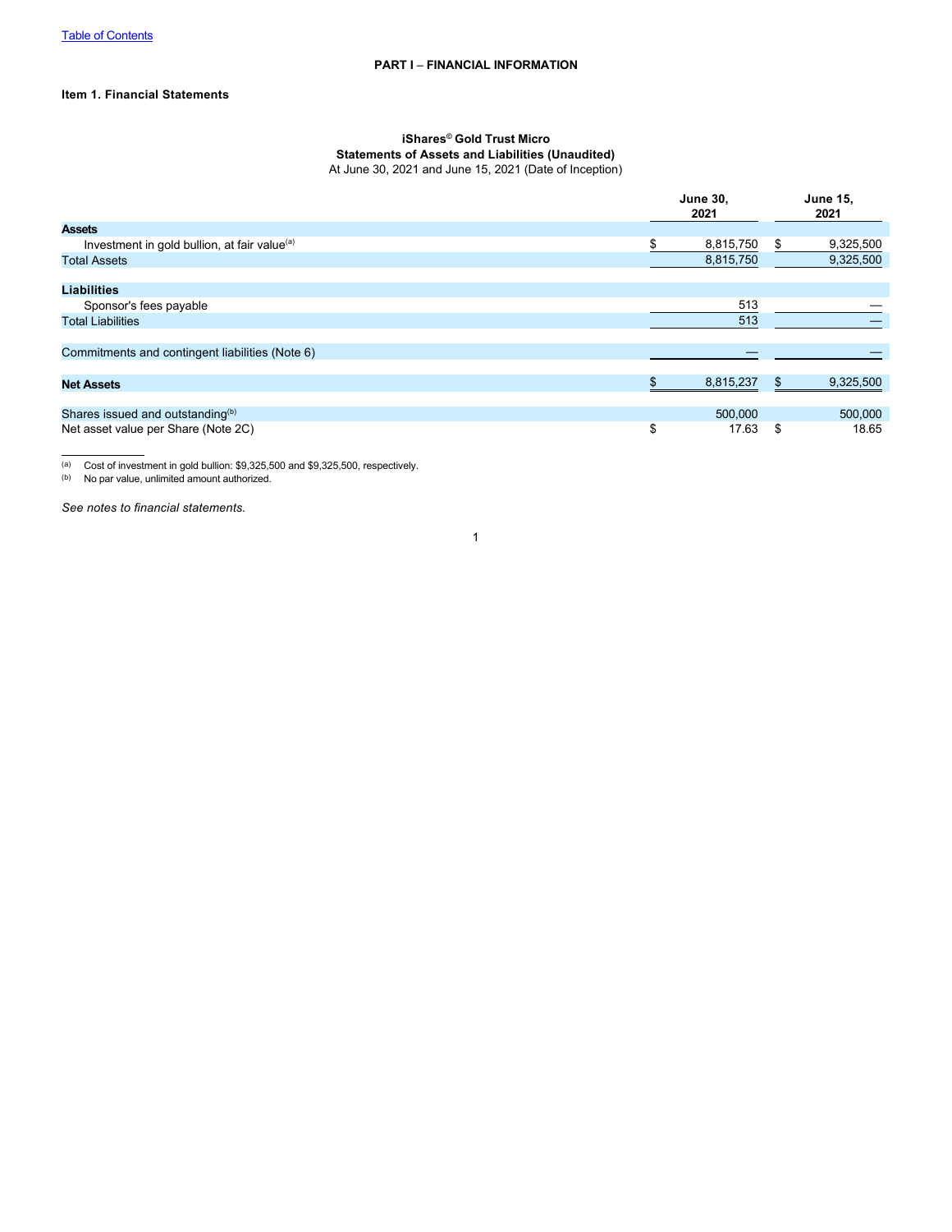[Table of Contents](#)

# PART I – FINANCIAL INFORMATION

## Item 1. Financial Statements

### iShares© Gold Trust Micro
### Statements of Assets and Liabilities (Unaudited)

At June 30, 2021 and June 15, 2021 (Date of Inception)

| | June 30, 2021 | June 15, 2021 |
|---|---|---|
| **Assets** | | |
| Investment in gold bullion, at fair value[(a)] | $ 8,815,750 | $ 9,325,500 |
| Total Assets | 8,815,750 | 9,325,500 |
| | | |
| **Liabilities** | | |
| Sponsor's fees payable | 513 | — |
| Total Liabilities | 513 | — |
| | | |
| Commitments and contingent liabilities (Note 6) | — | — |
| | | |
| **Net Assets** | $ 8,815,237 | $ 9,325,500 |
| | | |
| Shares issued and outstanding[(b)] | 500,000 | 500,000 |
| Net asset value per Share (Note 2C) | $ 17.63 | $ 18.65 |

(a) Cost of investment in gold bullion: $9,325,500 and $9,325,500, respectively.

(b) No par value, unlimited amount authorized.

*See notes to financial statements.*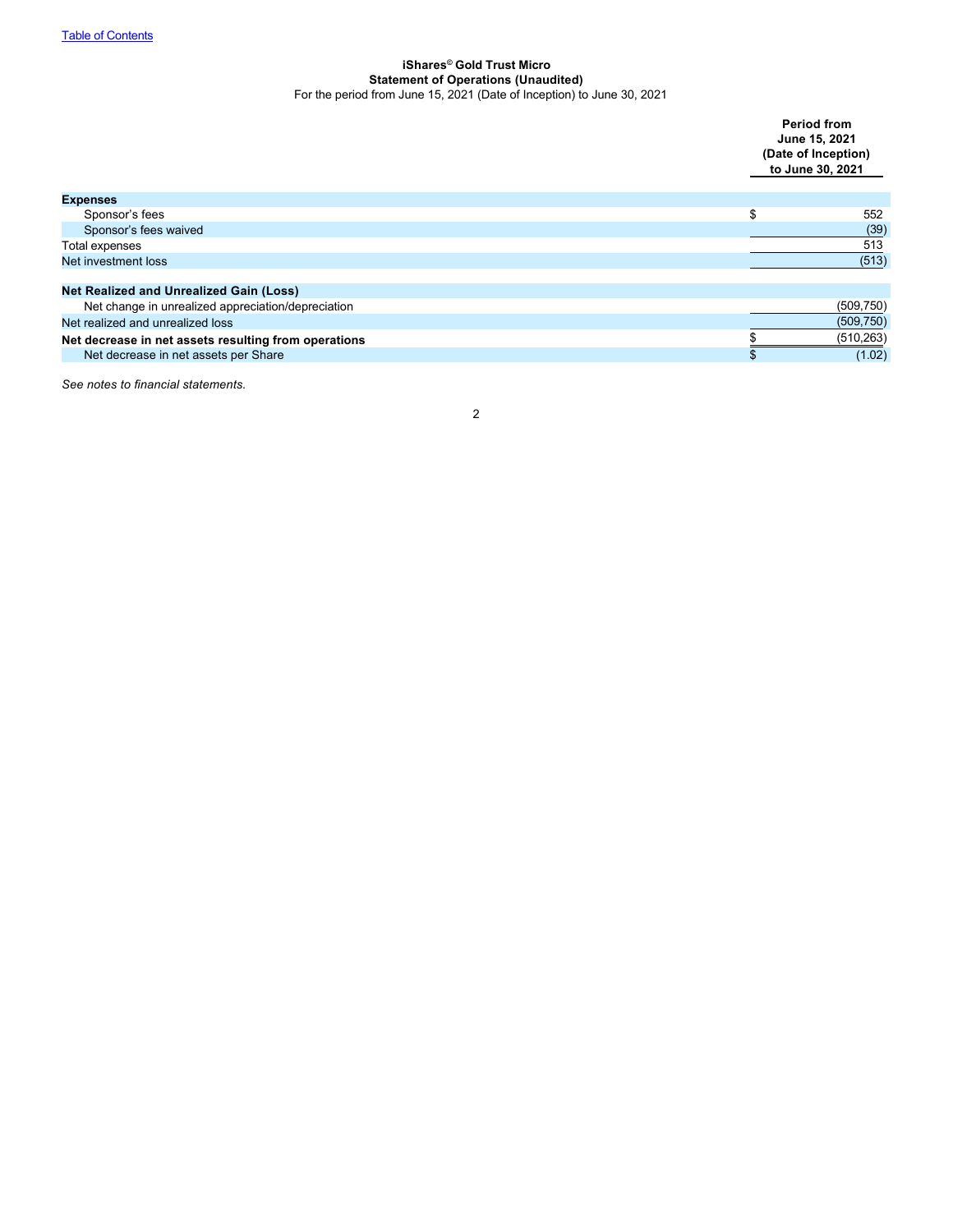[Table of Contents](#)

**iShares© Gold Trust Micro**
**Statement of Operations (Unaudited)**
For the period from June 15, 2021 (Date of Inception) to June 30, 2021

| | Period from June 15, 2021 (Date of Inception) to June 30, 2021 |
|---|---|
| **Expenses** | |
| Sponsor's fees | $ 552 |
| Sponsor's fees waived | (39) |
| Total expenses | 513 |
| Net investment loss | (513) |
| | |
| **Net Realized and Unrealized Gain (Loss)** | |
| Net change in unrealized appreciation/depreciation | (509,750) |
| Net realized and unrealized loss | (509,750) |
| **Net decrease in net assets resulting from operations** | $ (510,263) |
| Net decrease in net assets per Share | $ (1.02) |

*See notes to financial statements.*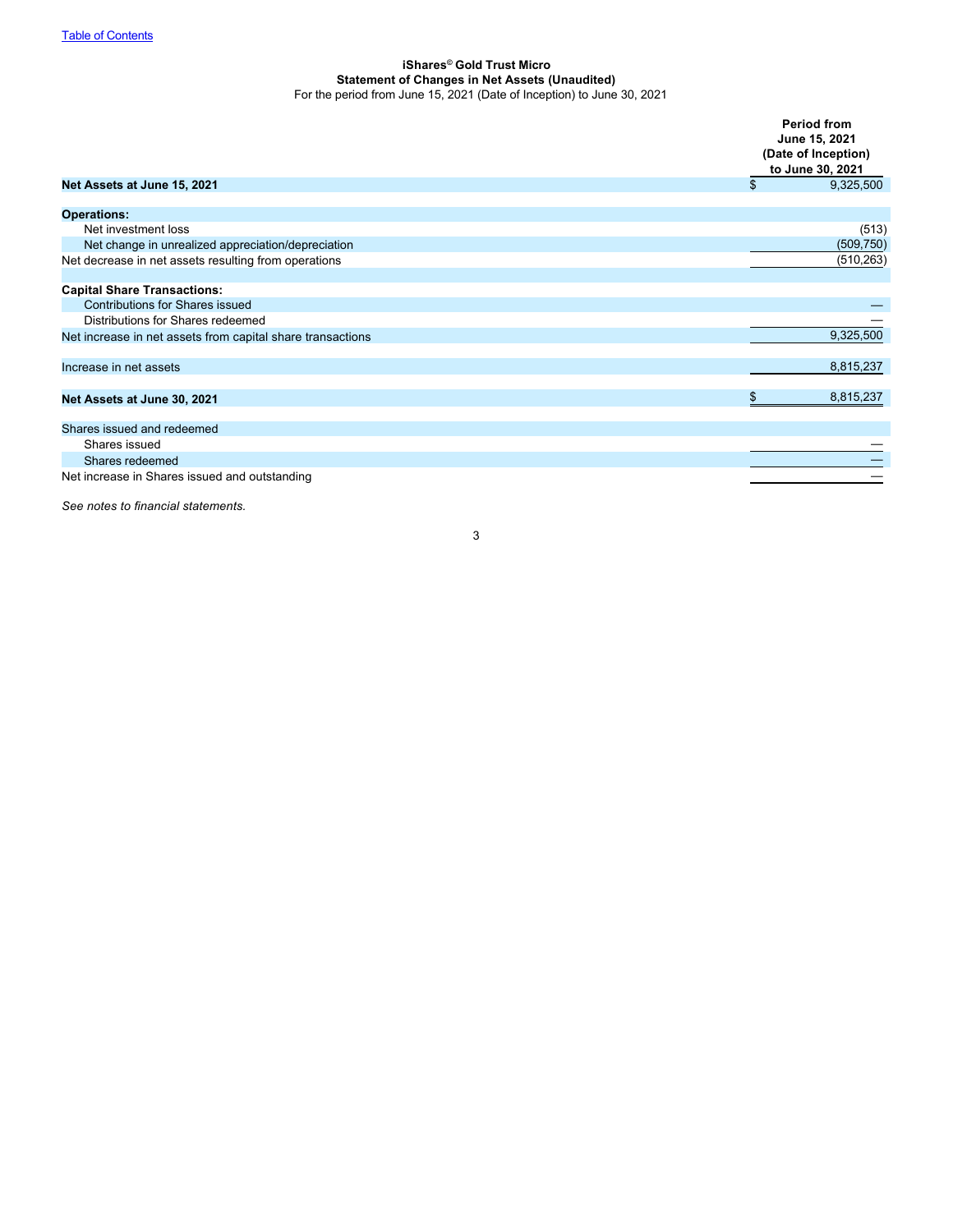[Table of Contents]

**iShares© Gold Trust Micro**
**Statement of Changes in Net Assets (Unaudited)**
For the period from June 15, 2021 (Date of Inception) to June 30, 2021

| | Period from June 15, 2021 (Date of Inception) to June 30, 2021 |
|---|---|
| **Net Assets at June 15, 2021** | $ 9,325,500 |
| | |
| **Operations:** | |
| Net investment loss | (513) |
| Net change in unrealized appreciation/depreciation | (509,750) |
| Net decrease in net assets resulting from operations | (510,263) |
| | |
| **Capital Share Transactions:** | |
| Contributions for Shares issued | — |
| Distributions for Shares redeemed | — |
| Net increase in net assets from capital share transactions | 9,325,500 |
| | |
| Increase in net assets | 8,815,237 |
| | |
| **Net Assets at June 30, 2021** | $ 8,815,237 |
| | |
| Shares issued and redeemed | |
| Shares issued | — |
| Shares redeemed | — |
| Net increase in Shares issued and outstanding | — |

*See notes to financial statements.*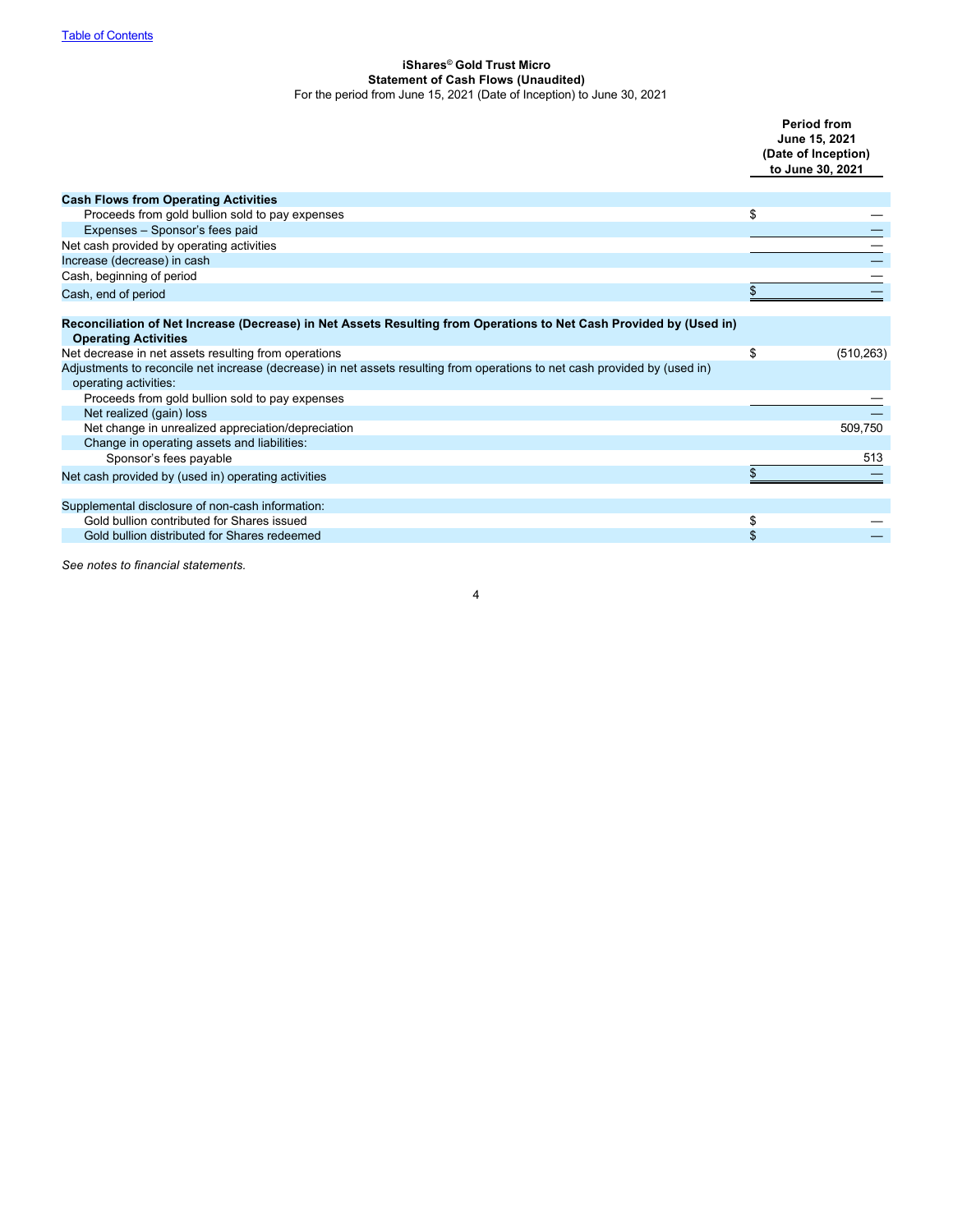iShares© Gold Trust Micro

**Statement of Cash Flows (Unaudited)**

For the period from June 15, 2021 (Date of Inception) to June 30, 2021

| | Period from June 15, 2021 (Date of Inception) to June 30, 2021 |
|---|---|
| **Cash Flows from Operating Activities** | |
| Proceeds from gold bullion sold to pay expenses | $ — |
| Expenses – Sponsor's fees paid | — |
| Net cash provided by operating activities | — |
| Increase (decrease) in cash | — |
| Cash, beginning of period | — |
| Cash, end of period | $ — |
| **Reconciliation of Net Increase (Decrease) in Net Assets Resulting from Operations to Net Cash Provided by (Used in) Operating Activities** | |
| Net decrease in net assets resulting from operations | $ (510,263) |
| Adjustments to reconcile net increase (decrease) in net assets resulting from operations to net cash provided by (used in) operating activities: | |
| Proceeds from gold bullion sold to pay expenses | — |
| Net realized (gain) loss | — |
| Net change in unrealized appreciation/depreciation | 509,750 |
| Change in operating assets and liabilities: | |
| Sponsor's fees payable | 513 |
| Net cash provided by (used in) operating activities | $ — |
| Supplemental disclosure of non-cash information: | |
| Gold bullion contributed for Shares issued | $ — |
| Gold bullion distributed for Shares redeemed | $ — |

*See notes to financial statements.*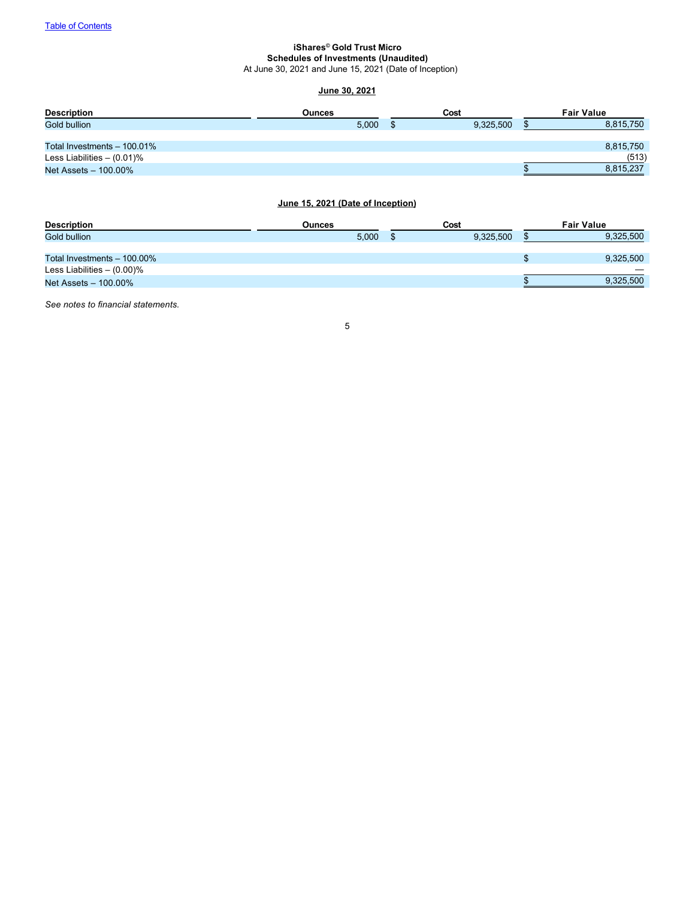[Table of Contents](#)

# iShares© Gold Trust Micro
## Schedules of Investments (Unaudited)
At June 30, 2021 and June 15, 2021 (Date of Inception)

**June 30, 2021**

| Description | Ounces | Cost | Fair Value |
|---|---|---|---|
| Gold bullion | 5,000 | $ 9,325,500 | $ 8,815,750 |
| | | | |
| Total Investments – 100.01% | | | 8,815,750 |
| Less Liabilities – (0.01)% | | | (513) |
| Net Assets – 100.00% | | | $ 8,815,237 |

**June 15, 2021 (Date of Inception)**

| Description | Ounces | Cost | Fair Value |
|---|---|---|---|
| Gold bullion | 5,000 | $ 9,325,500 | $ 9,325,500 |
| | | | |
| Total Investments – 100.00% | | | $ 9,325,500 |
| Less Liabilities – (0.00)% | | | — |
| Net Assets – 100.00% | | | $ 9,325,500 |

*See notes to financial statements.*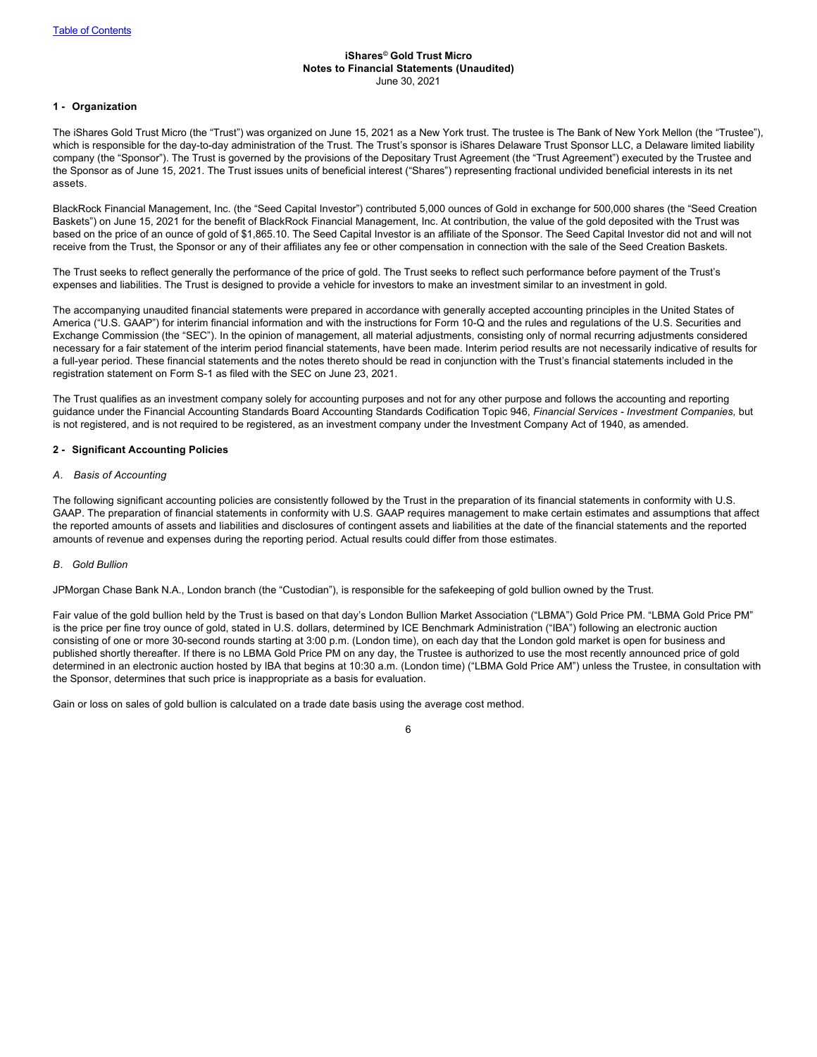**iShares© Gold Trust Micro**
**Notes to Financial Statements (Unaudited)**
June 30, 2021

## 1 - Organization

The iShares Gold Trust Micro (the "Trust") was organized on June 15, 2021 as a New York trust. The trustee is The Bank of New York Mellon (the "Trustee"), which is responsible for the day-to-day administration of the Trust. The Trust's sponsor is iShares Delaware Trust Sponsor LLC, a Delaware limited liability company (the "Sponsor"). The Trust is governed by the provisions of the Depositary Trust Agreement (the "Trust Agreement") executed by the Trustee and the Sponsor as of June 15, 2021. The Trust issues units of beneficial interest ("Shares") representing fractional undivided beneficial interests in its net assets.

BlackRock Financial Management, Inc. (the "Seed Capital Investor") contributed 5,000 ounces of Gold in exchange for 500,000 shares (the "Seed Creation Baskets") on June 15, 2021 for the benefit of BlackRock Financial Management, Inc. At contribution, the value of the gold deposited with the Trust was based on the price of an ounce of gold of $1,865.10. The Seed Capital Investor is an affiliate of the Sponsor. The Seed Capital Investor did not and will not receive from the Trust, the Sponsor or any of their affiliates any fee or other compensation in connection with the sale of the Seed Creation Baskets.

The Trust seeks to reflect generally the performance of the price of gold. The Trust seeks to reflect such performance before payment of the Trust's expenses and liabilities. The Trust is designed to provide a vehicle for investors to make an investment similar to an investment in gold.

The accompanying unaudited financial statements were prepared in accordance with generally accepted accounting principles in the United States of America ("U.S. GAAP") for interim financial information and with the instructions for Form 10-Q and the rules and regulations of the U.S. Securities and Exchange Commission (the "SEC"). In the opinion of management, all material adjustments, consisting only of normal recurring adjustments considered necessary for a fair statement of the interim period financial statements, have been made. Interim period results are not necessarily indicative of results for a full-year period. These financial statements and the notes thereto should be read in conjunction with the Trust's financial statements included in the registration statement on Form S-1 as filed with the SEC on June 23, 2021.

The Trust qualifies as an investment company solely for accounting purposes and not for any other purpose and follows the accounting and reporting guidance under the Financial Accounting Standards Board Accounting Standards Codification Topic 946, *Financial Services - Investment Companies,* but is not registered, and is not required to be registered, as an investment company under the Investment Company Act of 1940, as amended.

## 2 - Significant Accounting Policies

### *A. Basis of Accounting*

The following significant accounting policies are consistently followed by the Trust in the preparation of its financial statements in conformity with U.S. GAAP. The preparation of financial statements in conformity with U.S. GAAP requires management to make certain estimates and assumptions that affect the reported amounts of assets and liabilities and disclosures of contingent assets and liabilities at the date of the financial statements and the reported amounts of revenue and expenses during the reporting period. Actual results could differ from those estimates.

### *B. Gold Bullion*

JPMorgan Chase Bank N.A., London branch (the "Custodian"), is responsible for the safekeeping of gold bullion owned by the Trust.

Fair value of the gold bullion held by the Trust is based on that day's London Bullion Market Association ("LBMA") Gold Price PM. "LBMA Gold Price PM" is the price per fine troy ounce of gold, stated in U.S. dollars, determined by ICE Benchmark Administration ("IBA") following an electronic auction consisting of one or more 30-second rounds starting at 3:00 p.m. (London time), on each day that the London gold market is open for business and published shortly thereafter. If there is no LBMA Gold Price PM on any day, the Trustee is authorized to use the most recently announced price of gold determined in an electronic auction hosted by IBA that begins at 10:30 a.m. (London time) ("LBMA Gold Price AM") unless the Trustee, in consultation with the Sponsor, determines that such price is inappropriate as a basis for evaluation.

Gain or loss on sales of gold bullion is calculated on a trade date basis using the average cost method.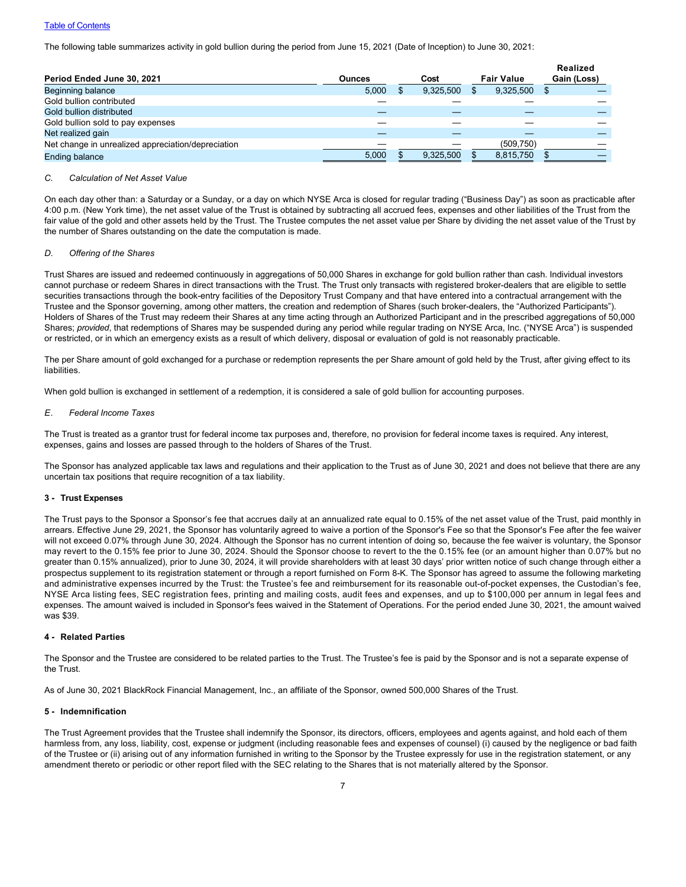[Table of Contents]

The following table summarizes activity in gold bullion during the period from June 15, 2021 (Date of Inception) to June 30, 2021:

| Period Ended June 30, 2021 | Ounces | Cost | Fair Value | Realized Gain (Loss) |
|---|---|---|---|---|
| Beginning balance | 5,000 | $ 9,325,500 | $ 9,325,500 | $ — |
| Gold bullion contributed | — | — | — | — |
| Gold bullion distributed | — | — | — | — |
| Gold bullion sold to pay expenses | — | — | — | — |
| Net realized gain | — | — | — | — |
| Net change in unrealized appreciation/depreciation | — | — | (509,750) | — |
| Ending balance | 5,000 | $ 9,325,500 | $ 8,815,750 | $ — |

*C. Calculation of Net Asset Value*

On each day other than: a Saturday or a Sunday, or a day on which NYSE Arca is closed for regular trading ("Business Day") as soon as practicable after 4:00 p.m. (New York time), the net asset value of the Trust is obtained by subtracting all accrued fees, expenses and other liabilities of the Trust from the fair value of the gold and other assets held by the Trust. The Trustee computes the net asset value per Share by dividing the net asset value of the Trust by the number of Shares outstanding on the date the computation is made.

*D. Offering of the Shares*

Trust Shares are issued and redeemed continuously in aggregations of 50,000 Shares in exchange for gold bullion rather than cash. Individual investors cannot purchase or redeem Shares in direct transactions with the Trust. The Trust only transacts with registered broker-dealers that are eligible to settle securities transactions through the book-entry facilities of the Depository Trust Company and that have entered into a contractual arrangement with the Trustee and the Sponsor governing, among other matters, the creation and redemption of Shares (such broker-dealers, the "Authorized Participants"). Holders of Shares of the Trust may redeem their Shares at any time acting through an Authorized Participant and in the prescribed aggregations of 50,000 Shares; *provided*, that redemptions of Shares may be suspended during any period while regular trading on NYSE Arca, Inc. ("NYSE Arca") is suspended or restricted, or in which an emergency exists as a result of which delivery, disposal or evaluation of gold is not reasonably practicable.

The per Share amount of gold exchanged for a purchase or redemption represents the per Share amount of gold held by the Trust, after giving effect to its liabilities.

When gold bullion is exchanged in settlement of a redemption, it is considered a sale of gold bullion for accounting purposes.

*E. Federal Income Taxes*

The Trust is treated as a grantor trust for federal income tax purposes and, therefore, no provision for federal income taxes is required. Any interest, expenses, gains and losses are passed through to the holders of Shares of the Trust.

The Sponsor has analyzed applicable tax laws and regulations and their application to the Trust as of June 30, 2021 and does not believe that there are any uncertain tax positions that require recognition of a tax liability.

**3 - Trust Expenses**

The Trust pays to the Sponsor a Sponsor's fee that accrues daily at an annualized rate equal to 0.15% of the net asset value of the Trust, paid monthly in arrears. Effective June 29, 2021, the Sponsor has voluntarily agreed to waive a portion of the Sponsor's Fee so that the Sponsor's Fee after the fee waiver will not exceed 0.07% through June 30, 2024. Although the Sponsor has no current intention of doing so, because the fee waiver is voluntary, the Sponsor may revert to the 0.15% fee prior to June 30, 2024. Should the Sponsor choose to revert to the the 0.15% fee (or an amount higher than 0.07% but no greater than 0.15% annualized), prior to June 30, 2024, it will provide shareholders with at least 30 days' prior written notice of such change through either a prospectus supplement to its registration statement or through a report furnished on Form 8-K. The Sponsor has agreed to assume the following marketing and administrative expenses incurred by the Trust: the Trustee's fee and reimbursement for its reasonable out-of-pocket expenses, the Custodian's fee, NYSE Arca listing fees, SEC registration fees, printing and mailing costs, audit fees and expenses, and up to $100,000 per annum in legal fees and expenses. The amount waived is included in Sponsor's fees waived in the Statement of Operations. For the period ended June 30, 2021, the amount waived was $39.

**4 - Related Parties**

The Sponsor and the Trustee are considered to be related parties to the Trust. The Trustee's fee is paid by the Sponsor and is not a separate expense of the Trust.

As of June 30, 2021 BlackRock Financial Management, Inc., an affiliate of the Sponsor, owned 500,000 Shares of the Trust.

**5 - Indemnification**

The Trust Agreement provides that the Trustee shall indemnify the Sponsor, its directors, officers, employees and agents against, and hold each of them harmless from, any loss, liability, cost, expense or judgment (including reasonable fees and expenses of counsel) (i) caused by the negligence or bad faith of the Trustee or (ii) arising out of any information furnished in writing to the Sponsor by the Trustee expressly for use in the registration statement, or any amendment thereto or periodic or other report filed with the SEC relating to the Shares that is not materially altered by the Sponsor.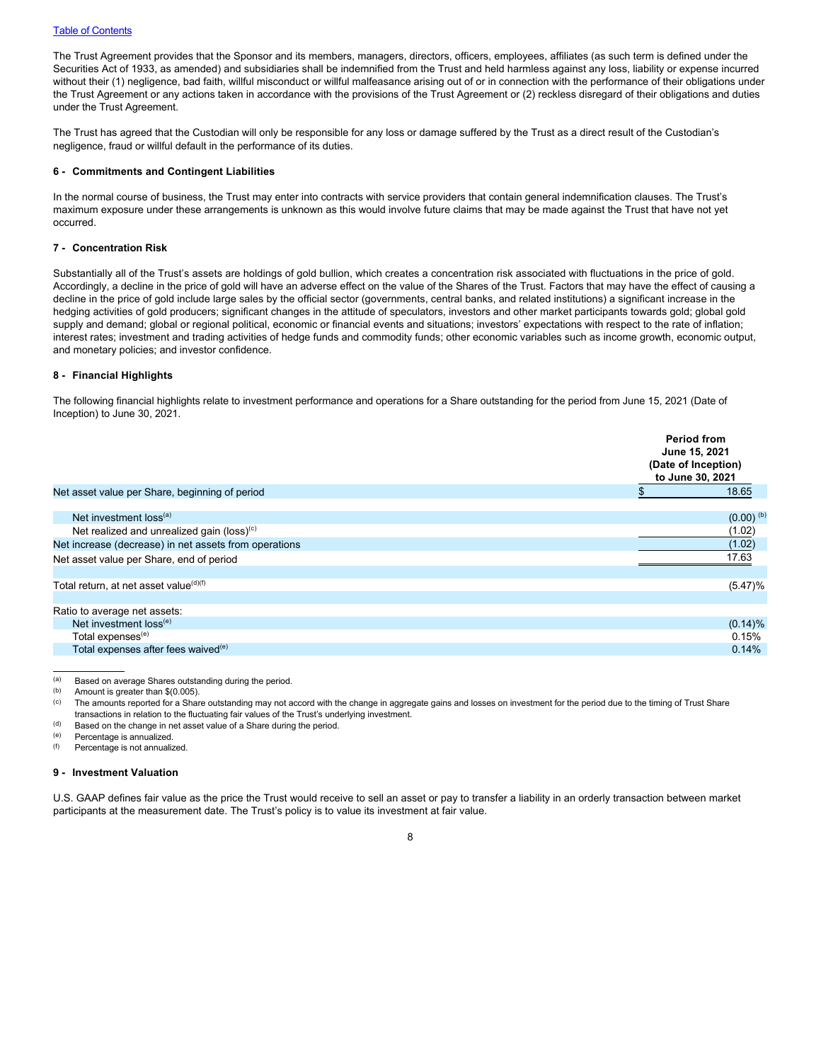The Trust Agreement provides that the Sponsor and its members, managers, directors, officers, employees, affiliates (as such term is defined under the Securities Act of 1933, as amended) and subsidiaries shall be indemnified from the Trust and held harmless against any loss, liability or expense incurred without their (1) negligence, bad faith, willful misconduct or willful malfeasance arising out of or in connection with the performance of their obligations under the Trust Agreement or any actions taken in accordance with the provisions of the Trust Agreement or (2) reckless disregard of their obligations and duties under the Trust Agreement.

The Trust has agreed that the Custodian will only be responsible for any loss or damage suffered by the Trust as a direct result of the Custodian's negligence, fraud or willful default in the performance of its duties.

### 6 - Commitments and Contingent Liabilities

In the normal course of business, the Trust may enter into contracts with service providers that contain general indemnification clauses. The Trust's maximum exposure under these arrangements is unknown as this would involve future claims that may be made against the Trust that have not yet occurred.

### 7 - Concentration Risk

Substantially all of the Trust's assets are holdings of gold bullion, which creates a concentration risk associated with fluctuations in the price of gold. Accordingly, a decline in the price of gold will have an adverse effect on the value of the Shares of the Trust. Factors that may have the effect of causing a decline in the price of gold include large sales by the official sector (governments, central banks, and related institutions) a significant increase in the hedging activities of gold producers; significant changes in the attitude of speculators, investors and other market participants towards gold; global gold supply and demand; global or regional political, economic or financial events and situations; investors' expectations with respect to the rate of inflation; interest rates; investment and trading activities of hedge funds and commodity funds; other economic variables such as income growth, economic output, and monetary policies; and investor confidence.

### 8 - Financial Highlights

The following financial highlights relate to investment performance and operations for a Share outstanding for the period from June 15, 2021 (Date of Inception) to June 30, 2021.

| | Period from June 15, 2021 (Date of Inception) to June 30, 2021 |
|---|---|
| Net asset value per Share, beginning of period | $ 18.65 |
| | |
| Net investment loss[(a)] | (0.00) [(b)] |
| Net realized and unrealized gain (loss)[(c)] | (1.02) |
| Net increase (decrease) in net assets from operations | (1.02) |
| Net asset value per Share, end of period | 17.63 |
| | |
| Total return, at net asset value[(d)(f)] | (5.47)% |
| | |
| Ratio to average net assets: | |
| Net investment loss[(e)] | (0.14)% |
| Total expenses[(e)] | 0.15% |
| Total expenses after fees waived[(e)] | 0.14% |

(a) Based on average Shares outstanding during the period.
(b) Amount is greater than $(0.005).
(c) The amounts reported for a Share outstanding may not accord with the change in aggregate gains and losses on investment for the period due to the timing of Trust Share transactions in relation to the fluctuating fair values of the Trust's underlying investment.
(d) Based on the change in net asset value of a Share during the period.
(e) Percentage is annualized.
(f) Percentage is not annualized.

### 9 - Investment Valuation

U.S. GAAP defines fair value as the price the Trust would receive to sell an asset or pay to transfer a liability in an orderly transaction between market participants at the measurement date. The Trust's policy is to value its investment at fair value.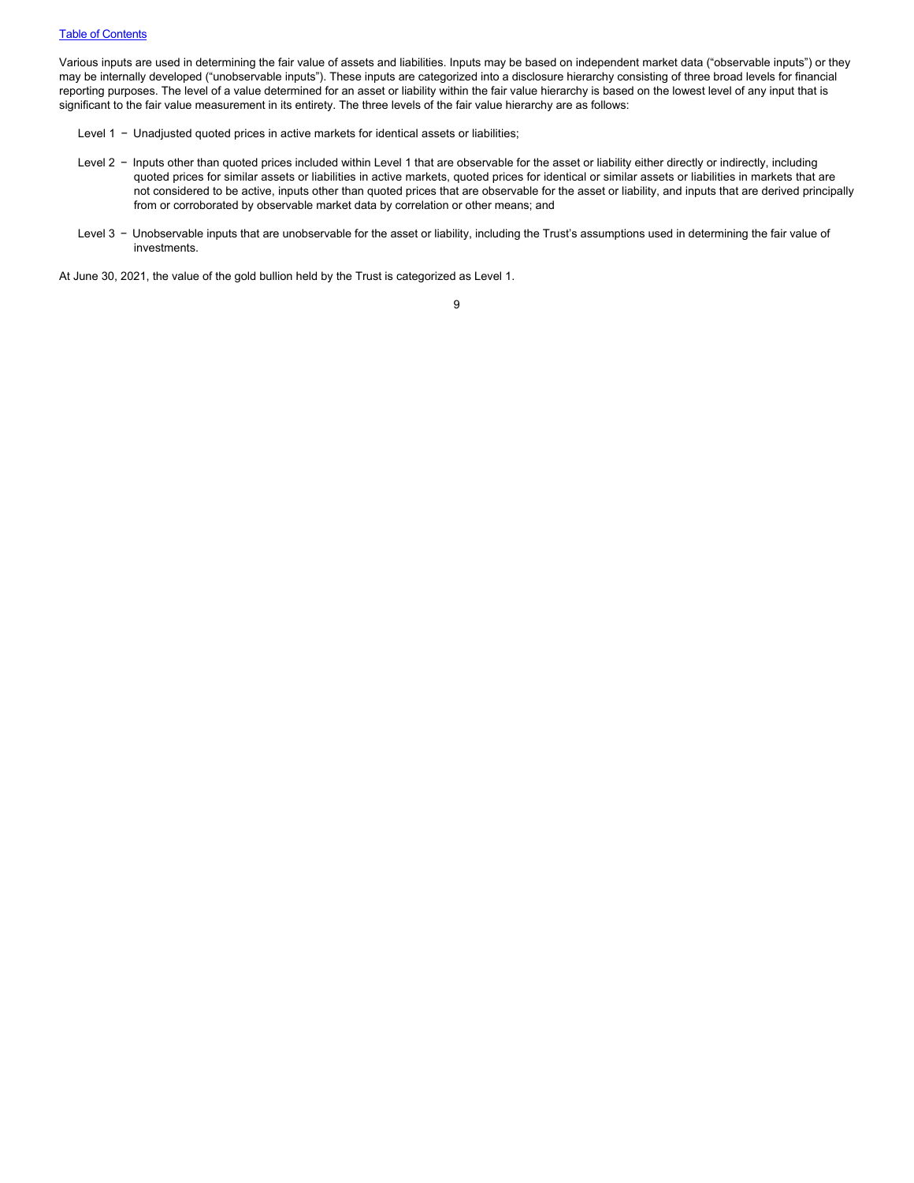Various inputs are used in determining the fair value of assets and liabilities. Inputs may be based on independent market data ("observable inputs") or they may be internally developed ("unobservable inputs"). These inputs are categorized into a disclosure hierarchy consisting of three broad levels for financial reporting purposes. The level of a value determined for an asset or liability within the fair value hierarchy is based on the lowest level of any input that is significant to the fair value measurement in its entirety. The three levels of the fair value hierarchy are as follows:

Level 1 − Unadjusted quoted prices in active markets for identical assets or liabilities;

Level 2 − Inputs other than quoted prices included within Level 1 that are observable for the asset or liability either directly or indirectly, including quoted prices for similar assets or liabilities in active markets, quoted prices for identical or similar assets or liabilities in markets that are not considered to be active, inputs other than quoted prices that are observable for the asset or liability, and inputs that are derived principally from or corroborated by observable market data by correlation or other means; and

Level 3 − Unobservable inputs that are unobservable for the asset or liability, including the Trust's assumptions used in determining the fair value of investments.

At June 30, 2021, the value of the gold bullion held by the Trust is categorized as Level 1.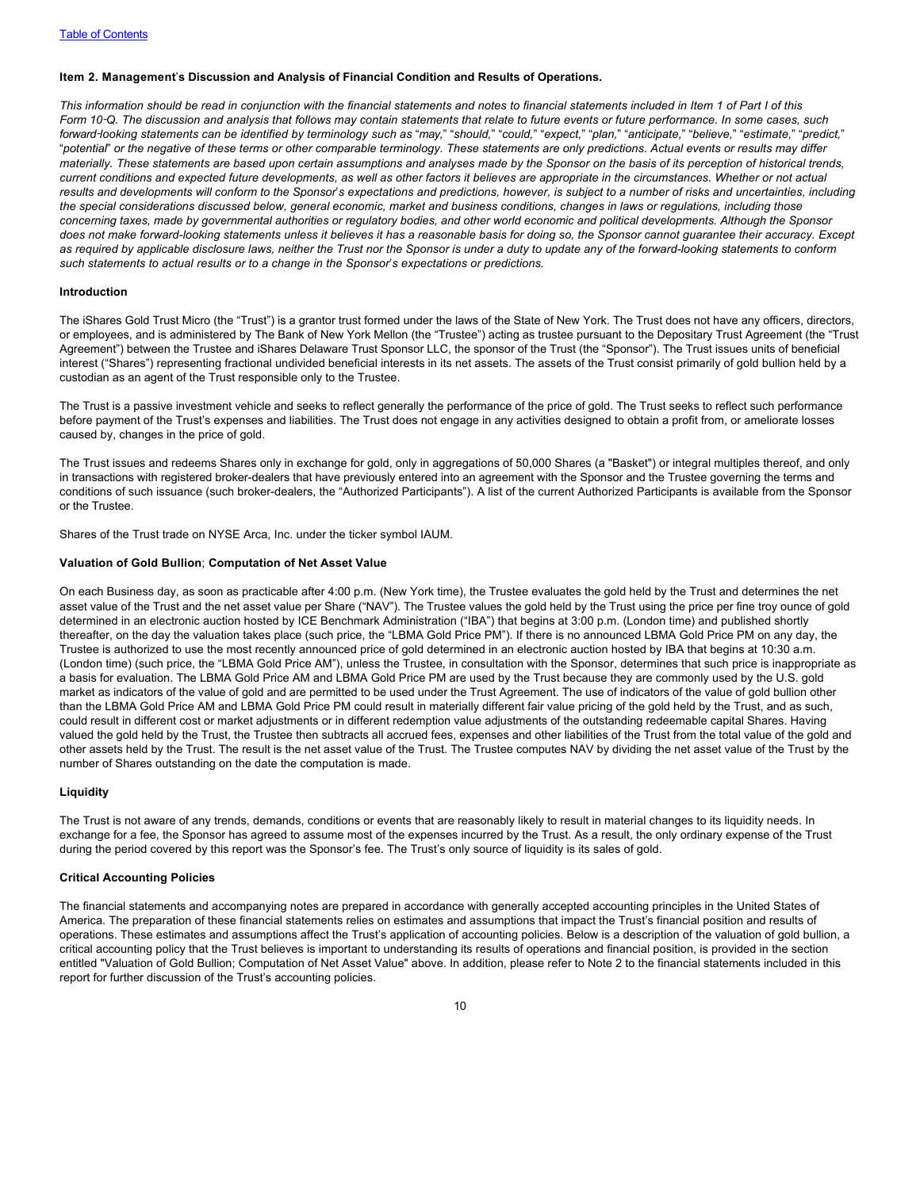## Item 2. Management's Discussion and Analysis of Financial Condition and Results of Operations.

*This information should be read in conjunction with the financial statements and notes to financial statements included in Item 1 of Part I of this Form 10-Q. The discussion and analysis that follows may contain statements that relate to future events or future performance. In some cases, such forward-looking statements can be identified by terminology such as "may," "should," "could," "expect," "plan," "anticipate," "believe," "estimate," "predict," "potential" or the negative of these terms or other comparable terminology. These statements are only predictions. Actual events or results may differ materially. These statements are based upon certain assumptions and analyses made by the Sponsor on the basis of its perception of historical trends, current conditions and expected future developments, as well as other factors it believes are appropriate in the circumstances. Whether or not actual results and developments will conform to the Sponsor's expectations and predictions, however, is subject to a number of risks and uncertainties, including the special considerations discussed below, general economic, market and business conditions, changes in laws or regulations, including those concerning taxes, made by governmental authorities or regulatory bodies, and other world economic and political developments. Although the Sponsor does not make forward-looking statements unless it believes it has a reasonable basis for doing so, the Sponsor cannot guarantee their accuracy. Except as required by applicable disclosure laws, neither the Trust nor the Sponsor is under a duty to update any of the forward-looking statements to conform such statements to actual results or to a change in the Sponsor's expectations or predictions.*

### Introduction

The iShares Gold Trust Micro (the "Trust") is a grantor trust formed under the laws of the State of New York. The Trust does not have any officers, directors, or employees, and is administered by The Bank of New York Mellon (the "Trustee") acting as trustee pursuant to the Depositary Trust Agreement (the "Trust Agreement") between the Trustee and iShares Delaware Trust Sponsor LLC, the sponsor of the Trust (the "Sponsor"). The Trust issues units of beneficial interest ("Shares") representing fractional undivided beneficial interests in its net assets. The assets of the Trust consist primarily of gold bullion held by a custodian as an agent of the Trust responsible only to the Trustee.

The Trust is a passive investment vehicle and seeks to reflect generally the performance of the price of gold. The Trust seeks to reflect such performance before payment of the Trust's expenses and liabilities. The Trust does not engage in any activities designed to obtain a profit from, or ameliorate losses caused by, changes in the price of gold.

The Trust issues and redeems Shares only in exchange for gold, only in aggregations of 50,000 Shares (a "Basket") or integral multiples thereof, and only in transactions with registered broker-dealers that have previously entered into an agreement with the Sponsor and the Trustee governing the terms and conditions of such issuance (such broker-dealers, the "Authorized Participants"). A list of the current Authorized Participants is available from the Sponsor or the Trustee.

Shares of the Trust trade on NYSE Arca, Inc. under the ticker symbol IAUM.

### Valuation of Gold Bullion; Computation of Net Asset Value

On each Business day, as soon as practicable after 4:00 p.m. (New York time), the Trustee evaluates the gold held by the Trust and determines the net asset value of the Trust and the net asset value per Share ("NAV"). The Trustee values the gold held by the Trust using the price per fine troy ounce of gold determined in an electronic auction hosted by ICE Benchmark Administration ("IBA") that begins at 3:00 p.m. (London time) and published shortly thereafter, on the day the valuation takes place (such price, the "LBMA Gold Price PM"). If there is no announced LBMA Gold Price PM on any day, the Trustee is authorized to use the most recently announced price of gold determined in an electronic auction hosted by IBA that begins at 10:30 a.m. (London time) (such price, the "LBMA Gold Price AM"), unless the Trustee, in consultation with the Sponsor, determines that such price is inappropriate as a basis for evaluation. The LBMA Gold Price AM and LBMA Gold Price PM are used by the Trust because they are commonly used by the U.S. gold market as indicators of the value of gold and are permitted to be used under the Trust Agreement. The use of indicators of the value of gold bullion other than the LBMA Gold Price AM and LBMA Gold Price PM could result in materially different fair value pricing of the gold held by the Trust, and as such, could result in different cost or market adjustments or in different redemption value adjustments of the outstanding redeemable capital Shares. Having valued the gold held by the Trust, the Trustee then subtracts all accrued fees, expenses and other liabilities of the Trust from the total value of the gold and other assets held by the Trust. The result is the net asset value of the Trust. The Trustee computes NAV by dividing the net asset value of the Trust by the number of Shares outstanding on the date the computation is made.

### Liquidity

The Trust is not aware of any trends, demands, conditions or events that are reasonably likely to result in material changes to its liquidity needs. In exchange for a fee, the Sponsor has agreed to assume most of the expenses incurred by the Trust. As a result, the only ordinary expense of the Trust during the period covered by this report was the Sponsor's fee. The Trust's only source of liquidity is its sales of gold.

### Critical Accounting Policies

The financial statements and accompanying notes are prepared in accordance with generally accepted accounting principles in the United States of America. The preparation of these financial statements relies on estimates and assumptions that impact the Trust's financial position and results of operations. These estimates and assumptions affect the Trust's application of accounting policies. Below is a description of the valuation of gold bullion, a critical accounting policy that the Trust believes is important to understanding its results of operations and financial position, is provided in the section entitled "Valuation of Gold Bullion; Computation of Net Asset Value" above. In addition, please refer to Note 2 to the financial statements included in this report for further discussion of the Trust's accounting policies.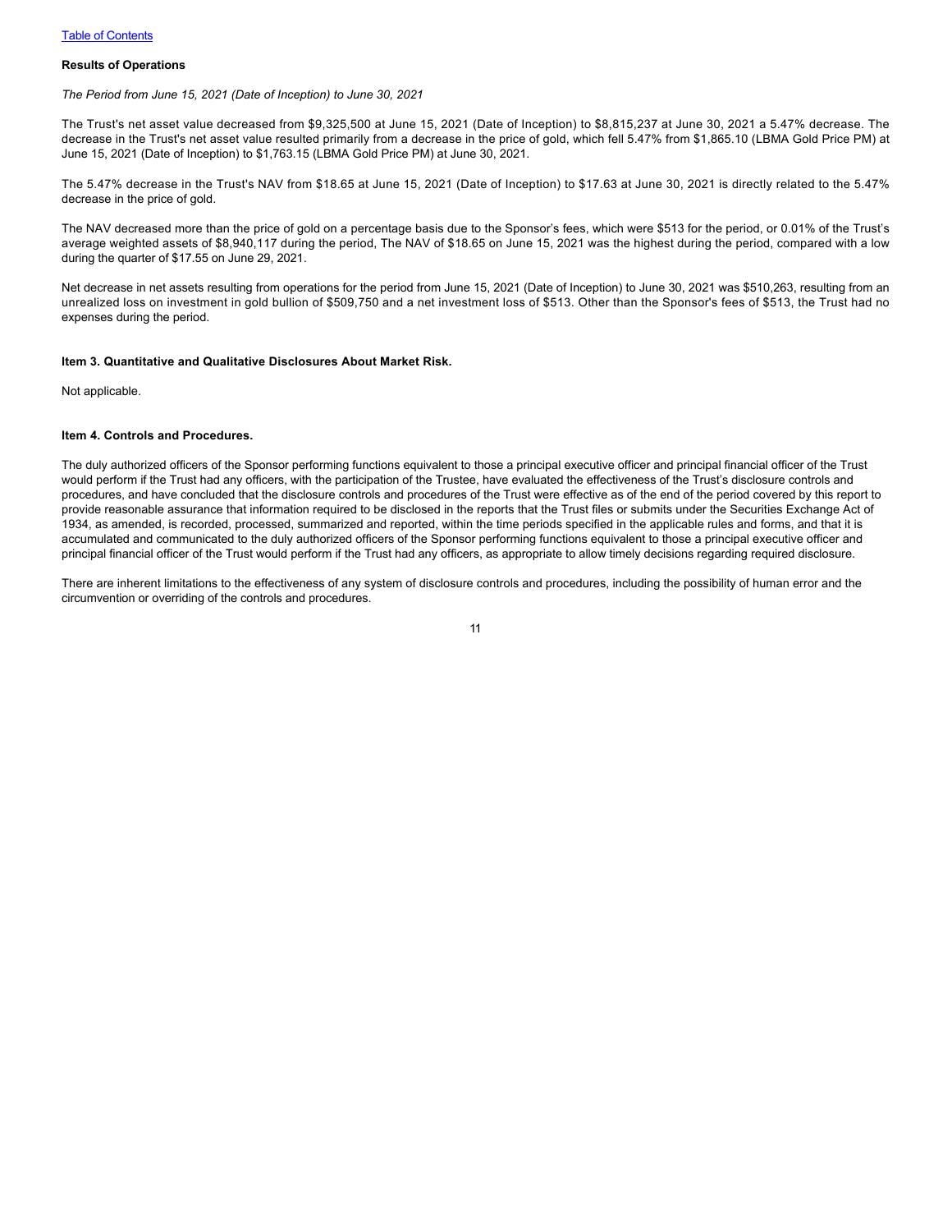**Results of Operations**

*The Period from June 15, 2021 (Date of Inception) to June 30, 2021*

The Trust's net asset value decreased from $9,325,500 at June 15, 2021 (Date of Inception) to $8,815,237 at June 30, 2021 a 5.47% decrease. The decrease in the Trust's net asset value resulted primarily from a decrease in the price of gold, which fell 5.47% from $1,865.10 (LBMA Gold Price PM) at June 15, 2021 (Date of Inception) to $1,763.15 (LBMA Gold Price PM) at June 30, 2021.

The 5.47% decrease in the Trust's NAV from $18.65 at June 15, 2021 (Date of Inception) to $17.63 at June 30, 2021 is directly related to the 5.47% decrease in the price of gold.

The NAV decreased more than the price of gold on a percentage basis due to the Sponsor's fees, which were $513 for the period, or 0.01% of the Trust's average weighted assets of $8,940,117 during the period, The NAV of $18.65 on June 15, 2021 was the highest during the period, compared with a low during the quarter of $17.55 on June 29, 2021.

Net decrease in net assets resulting from operations for the period from June 15, 2021 (Date of Inception) to June 30, 2021 was $510,263, resulting from an unrealized loss on investment in gold bullion of $509,750 and a net investment loss of $513. Other than the Sponsor's fees of $513, the Trust had no expenses during the period.

**Item 3. Quantitative and Qualitative Disclosures About Market Risk.**

Not applicable.

**Item 4. Controls and Procedures.**

The duly authorized officers of the Sponsor performing functions equivalent to those a principal executive officer and principal financial officer of the Trust would perform if the Trust had any officers, with the participation of the Trustee, have evaluated the effectiveness of the Trust's disclosure controls and procedures, and have concluded that the disclosure controls and procedures of the Trust were effective as of the end of the period covered by this report to provide reasonable assurance that information required to be disclosed in the reports that the Trust files or submits under the Securities Exchange Act of 1934, as amended, is recorded, processed, summarized and reported, within the time periods specified in the applicable rules and forms, and that it is accumulated and communicated to the duly authorized officers of the Sponsor performing functions equivalent to those a principal executive officer and principal financial officer of the Trust would perform if the Trust had any officers, as appropriate to allow timely decisions regarding required disclosure.

There are inherent limitations to the effectiveness of any system of disclosure controls and procedures, including the possibility of human error and the circumvention or overriding of the controls and procedures.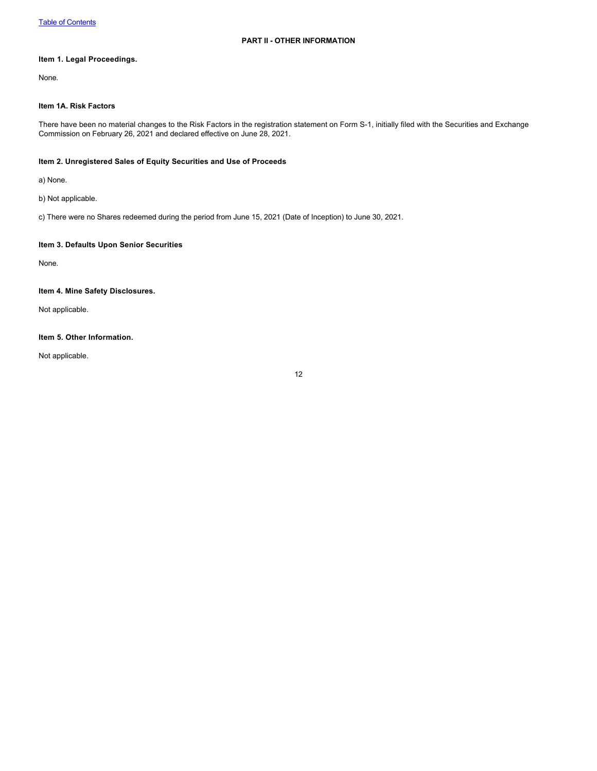## PART II - OTHER INFORMATION

### Item 1. Legal Proceedings.

None.

### Item 1A. Risk Factors

There have been no material changes to the Risk Factors in the registration statement on Form S-1, initially filed with the Securities and Exchange Commission on February 26, 2021 and declared effective on June 28, 2021.

### Item 2. Unregistered Sales of Equity Securities and Use of Proceeds

a) None.

b) Not applicable.

c) There were no Shares redeemed during the period from June 15, 2021 (Date of Inception) to June 30, 2021.

### Item 3. Defaults Upon Senior Securities

None.

### Item 4. Mine Safety Disclosures.

Not applicable.

### Item 5. Other Information.

Not applicable.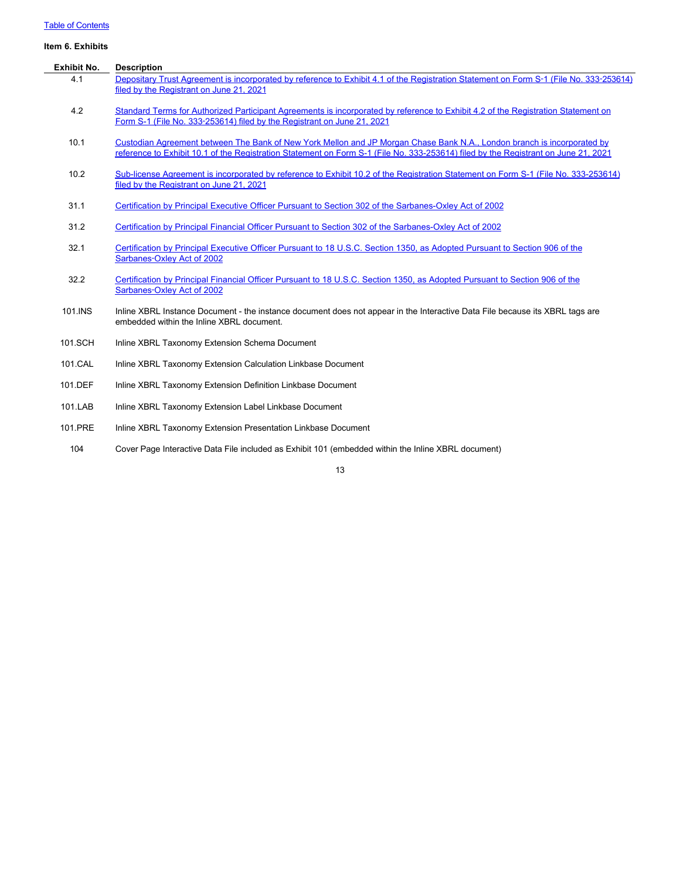Table of Contents

**Item 6. Exhibits**

| Exhibit No. | Description |
| --- | --- |
| 4.1 | Depositary Trust Agreement is incorporated by reference to Exhibit 4.1 of the Registration Statement on Form S-1 (File No. 333-253614) filed by the Registrant on June 21, 2021 |
| 4.2 | Standard Terms for Authorized Participant Agreements is incorporated by reference to Exhibit 4.2 of the Registration Statement on Form S-1 (File No. 333-253614) filed by the Registrant on June 21, 2021 |
| 10.1 | Custodian Agreement between The Bank of New York Mellon and JP Morgan Chase Bank N.A., London branch is incorporated by reference to Exhibit 10.1 of the Registration Statement on Form S-1 (File No. 333-253614) filed by the Registrant on June 21, 2021 |
| 10.2 | Sub-license Agreement is incorporated by reference to Exhibit 10.2 of the Registration Statement on Form S-1 (File No. 333-253614) filed by the Registrant on June 21, 2021 |
| 31.1 | Certification by Principal Executive Officer Pursuant to Section 302 of the Sarbanes-Oxley Act of 2002 |
| 31.2 | Certification by Principal Financial Officer Pursuant to Section 302 of the Sarbanes-Oxley Act of 2002 |
| 32.1 | Certification by Principal Executive Officer Pursuant to 18 U.S.C. Section 1350, as Adopted Pursuant to Section 906 of the Sarbanes-Oxley Act of 2002 |
| 32.2 | Certification by Principal Financial Officer Pursuant to 18 U.S.C. Section 1350, as Adopted Pursuant to Section 906 of the Sarbanes-Oxley Act of 2002 |
| 101.INS | Inline XBRL Instance Document - the instance document does not appear in the Interactive Data File because its XBRL tags are embedded within the Inline XBRL document. |
| 101.SCH | Inline XBRL Taxonomy Extension Schema Document |
| 101.CAL | Inline XBRL Taxonomy Extension Calculation Linkbase Document |
| 101.DEF | Inline XBRL Taxonomy Extension Definition Linkbase Document |
| 101.LAB | Inline XBRL Taxonomy Extension Label Linkbase Document |
| 101.PRE | Inline XBRL Taxonomy Extension Presentation Linkbase Document |
| 104 | Cover Page Interactive Data File included as Exhibit 101 (embedded within the Inline XBRL document) |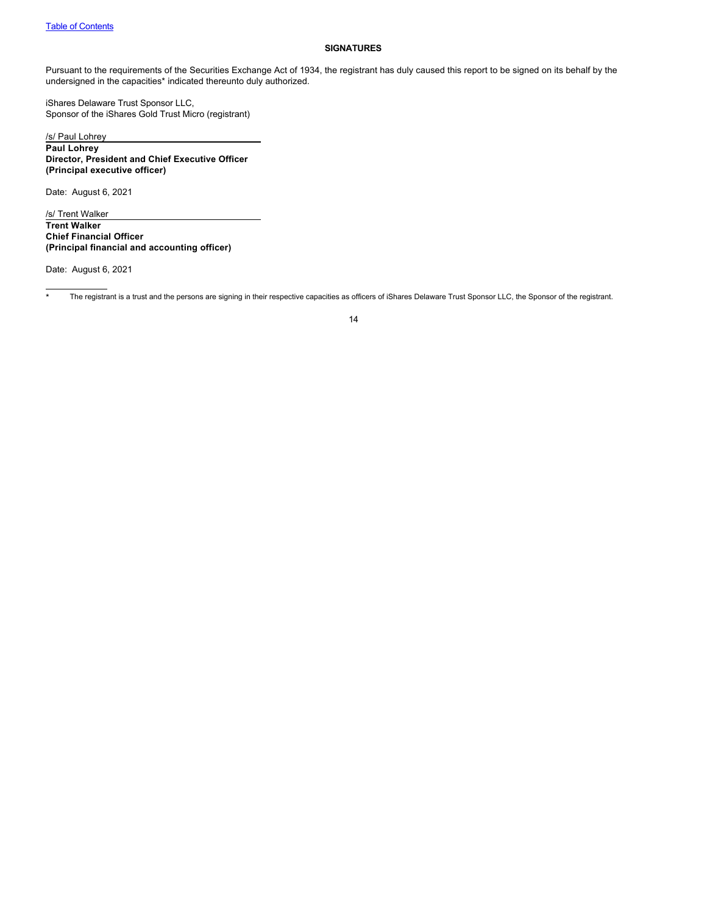## SIGNATURES

Pursuant to the requirements of the Securities Exchange Act of 1934, the registrant has duly caused this report to be signed on its behalf by the undersigned in the capacities* indicated thereunto duly authorized.

iShares Delaware Trust Sponsor LLC,
Sponsor of the iShares Gold Trust Micro (registrant)

/s/ Paul Lohrey

**Paul Lohrey**
**Director, President and Chief Executive Officer**
**(Principal executive officer)**

Date: August 6, 2021

/s/ Trent Walker

**Trent Walker**
**Chief Financial Officer**
**(Principal financial and accounting officer)**

Date: August 6, 2021

---

\* The registrant is a trust and the persons are signing in their respective capacities as officers of iShares Delaware Trust Sponsor LLC, the Sponsor of the registrant.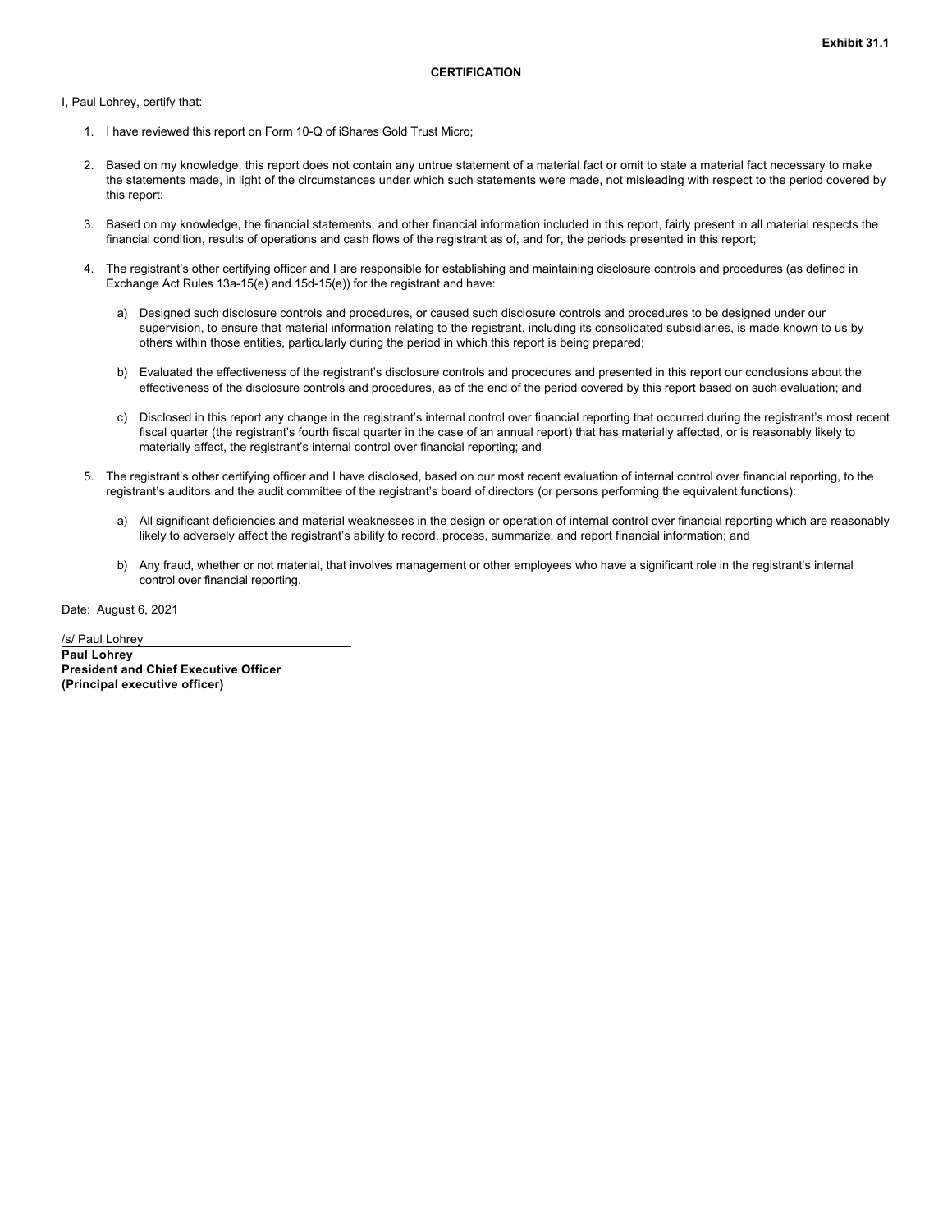**Exhibit 31.1**

**CERTIFICATION**

I, Paul Lohrey, certify that:

1. I have reviewed this report on Form 10-Q of iShares Gold Trust Micro;

2. Based on my knowledge, this report does not contain any untrue statement of a material fact or omit to state a material fact necessary to make the statements made, in light of the circumstances under which such statements were made, not misleading with respect to the period covered by this report;

3. Based on my knowledge, the financial statements, and other financial information included in this report, fairly present in all material respects the financial condition, results of operations and cash flows of the registrant as of, and for, the periods presented in this report;

4. The registrant's other certifying officer and I are responsible for establishing and maintaining disclosure controls and procedures (as defined in Exchange Act Rules 13a-15(e) and 15d-15(e)) for the registrant and have:

   a) Designed such disclosure controls and procedures, or caused such disclosure controls and procedures to be designed under our supervision, to ensure that material information relating to the registrant, including its consolidated subsidiaries, is made known to us by others within those entities, particularly during the period in which this report is being prepared;

   b) Evaluated the effectiveness of the registrant's disclosure controls and procedures and presented in this report our conclusions about the effectiveness of the disclosure controls and procedures, as of the end of the period covered by this report based on such evaluation; and

   c) Disclosed in this report any change in the registrant's internal control over financial reporting that occurred during the registrant's most recent fiscal quarter (the registrant's fourth fiscal quarter in the case of an annual report) that has materially affected, or is reasonably likely to materially affect, the registrant's internal control over financial reporting; and

5. The registrant's other certifying officer and I have disclosed, based on our most recent evaluation of internal control over financial reporting, to the registrant's auditors and the audit committee of the registrant's board of directors (or persons performing the equivalent functions):

   a) All significant deficiencies and material weaknesses in the design or operation of internal control over financial reporting which are reasonably likely to adversely affect the registrant's ability to record, process, summarize, and report financial information; and

   b) Any fraud, whether or not material, that involves management or other employees who have a significant role in the registrant's internal control over financial reporting.

Date: August 6, 2021

/s/ Paul Lohrey

**Paul Lohrey**
**President and Chief Executive Officer**
**(Principal executive officer)**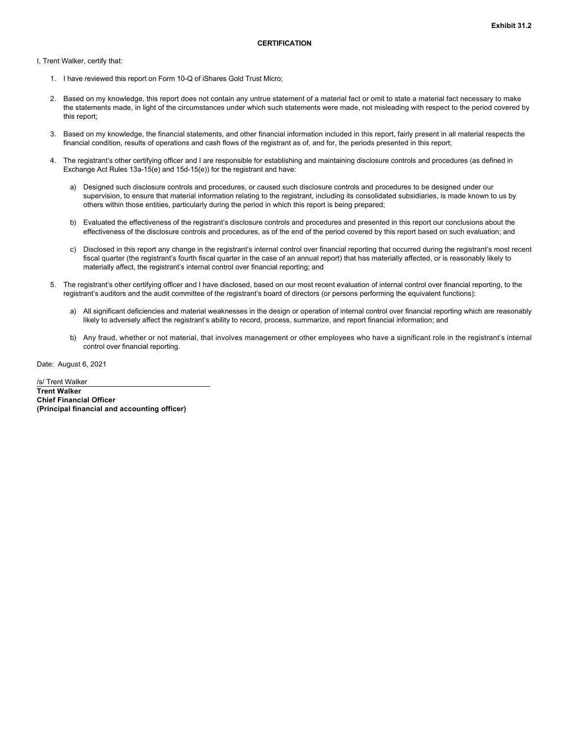**Exhibit 31.2**

**CERTIFICATION**

I, Trent Walker, certify that:

1. I have reviewed this report on Form 10-Q of iShares Gold Trust Micro;

2. Based on my knowledge, this report does not contain any untrue statement of a material fact or omit to state a material fact necessary to make the statements made, in light of the circumstances under which such statements were made, not misleading with respect to the period covered by this report;

3. Based on my knowledge, the financial statements, and other financial information included in this report, fairly present in all material respects the financial condition, results of operations and cash flows of the registrant as of, and for, the periods presented in this report;

4. The registrant's other certifying officer and I are responsible for establishing and maintaining disclosure controls and procedures (as defined in Exchange Act Rules 13a-15(e) and 15d-15(e)) for the registrant and have:

   a) Designed such disclosure controls and procedures, or caused such disclosure controls and procedures to be designed under our supervision, to ensure that material information relating to the registrant, including its consolidated subsidiaries, is made known to us by others within those entities, particularly during the period in which this report is being prepared;

   b) Evaluated the effectiveness of the registrant's disclosure controls and procedures and presented in this report our conclusions about the effectiveness of the disclosure controls and procedures, as of the end of the period covered by this report based on such evaluation; and

   c) Disclosed in this report any change in the registrant's internal control over financial reporting that occurred during the registrant's most recent fiscal quarter (the registrant's fourth fiscal quarter in the case of an annual report) that has materially affected, or is reasonably likely to materially affect, the registrant's internal control over financial reporting; and

5. The registrant's other certifying officer and I have disclosed, based on our most recent evaluation of internal control over financial reporting, to the registrant's auditors and the audit committee of the registrant's board of directors (or persons performing the equivalent functions):

   a) All significant deficiencies and material weaknesses in the design or operation of internal control over financial reporting which are reasonably likely to adversely affect the registrant's ability to record, process, summarize, and report financial information; and

   b) Any fraud, whether or not material, that involves management or other employees who have a significant role in the registrant's internal control over financial reporting.

Date: August 6, 2021

/s/ Trent Walker

**Trent Walker**
**Chief Financial Officer**
**(Principal financial and accounting officer)**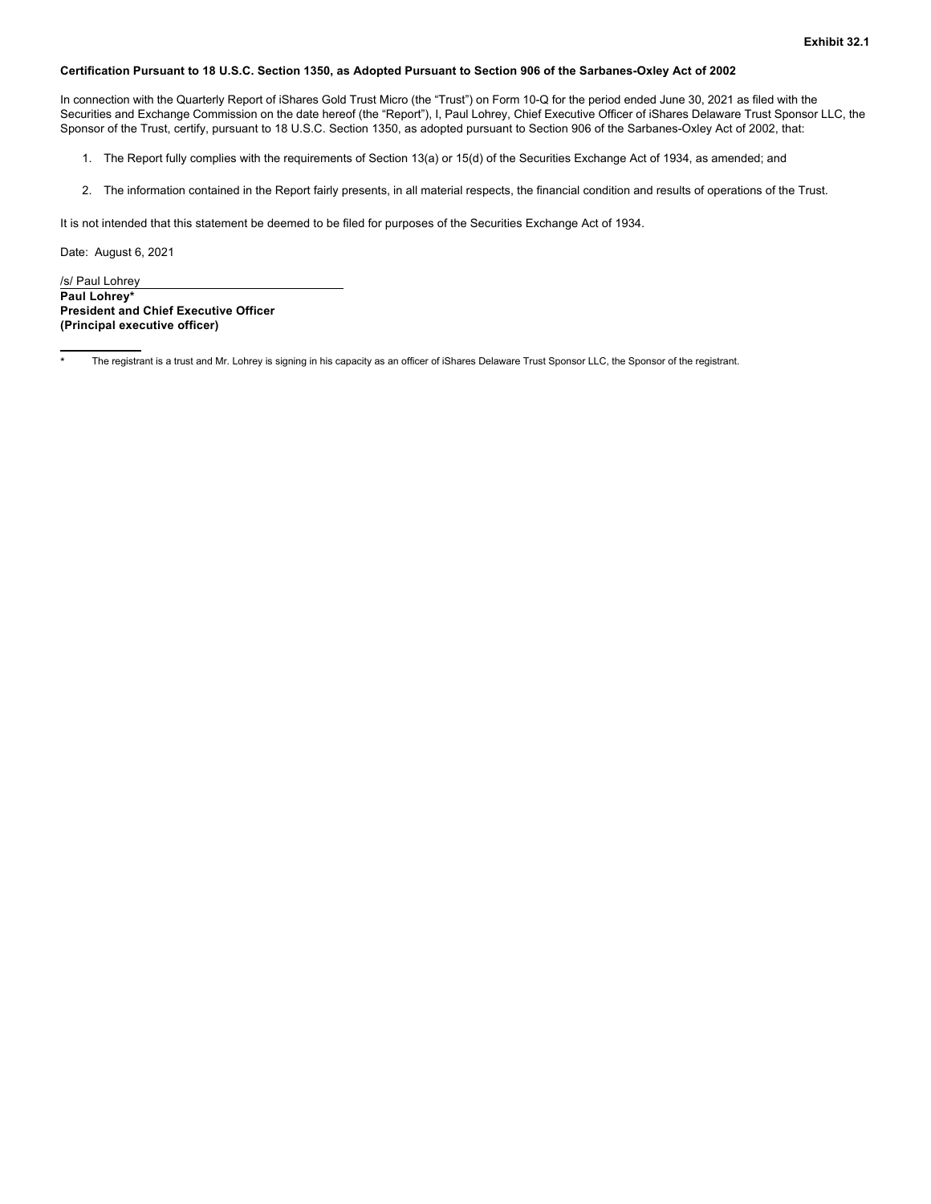**Exhibit 32.1**

**Certification Pursuant to 18 U.S.C. Section 1350, as Adopted Pursuant to Section 906 of the Sarbanes-Oxley Act of 2002**

In connection with the Quarterly Report of iShares Gold Trust Micro (the “Trust”) on Form 10-Q for the period ended June 30, 2021 as filed with the Securities and Exchange Commission on the date hereof (the “Report”), I, Paul Lohrey, Chief Executive Officer of iShares Delaware Trust Sponsor LLC, the Sponsor of the Trust, certify, pursuant to 18 U.S.C. Section 1350, as adopted pursuant to Section 906 of the Sarbanes-Oxley Act of 2002, that:

1. The Report fully complies with the requirements of Section 13(a) or 15(d) of the Securities Exchange Act of 1934, as amended; and

2. The information contained in the Report fairly presents, in all material respects, the financial condition and results of operations of the Trust.

It is not intended that this statement be deemed to be filed for purposes of the Securities Exchange Act of 1934.

Date: August 6, 2021

/s/ Paul Lohrey
**Paul Lohrey***
**President and Chief Executive Officer**
**(Principal executive officer)**

\* The registrant is a trust and Mr. Lohrey is signing in his capacity as an officer of iShares Delaware Trust Sponsor LLC, the Sponsor of the registrant.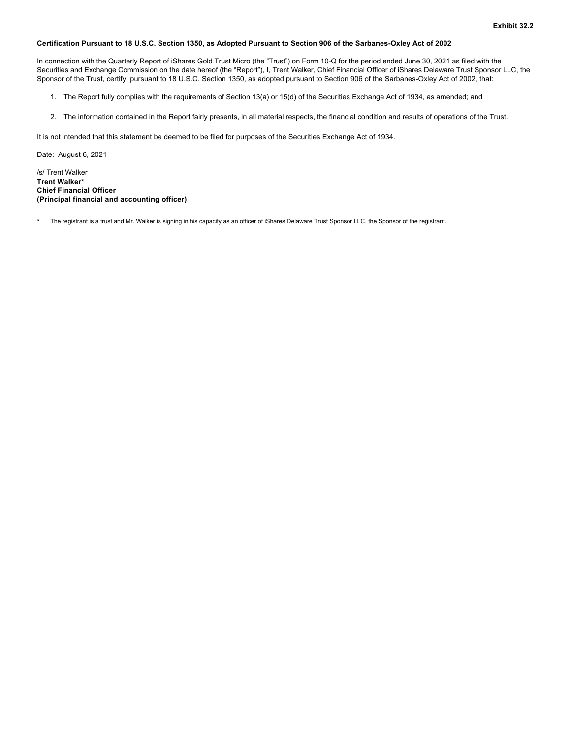**Exhibit 32.2**

**Certification Pursuant to 18 U.S.C. Section 1350, as Adopted Pursuant to Section 906 of the Sarbanes-Oxley Act of 2002**

In connection with the Quarterly Report of iShares Gold Trust Micro (the "Trust") on Form 10-Q for the period ended June 30, 2021 as filed with the Securities and Exchange Commission on the date hereof (the "Report"), I, Trent Walker, Chief Financial Officer of iShares Delaware Trust Sponsor LLC, the Sponsor of the Trust, certify, pursuant to 18 U.S.C. Section 1350, as adopted pursuant to Section 906 of the Sarbanes-Oxley Act of 2002, that:

1. The Report fully complies with the requirements of Section 13(a) or 15(d) of the Securities Exchange Act of 1934, as amended; and

2. The information contained in the Report fairly presents, in all material respects, the financial condition and results of operations of the Trust.

It is not intended that this statement be deemed to be filed for purposes of the Securities Exchange Act of 1934.

Date: August 6, 2021

/s/ Trent Walker

**Trent Walker***
**Chief Financial Officer**
**(Principal financial and accounting officer)**

\* The registrant is a trust and Mr. Walker is signing in his capacity as an officer of iShares Delaware Trust Sponsor LLC, the Sponsor of the registrant.